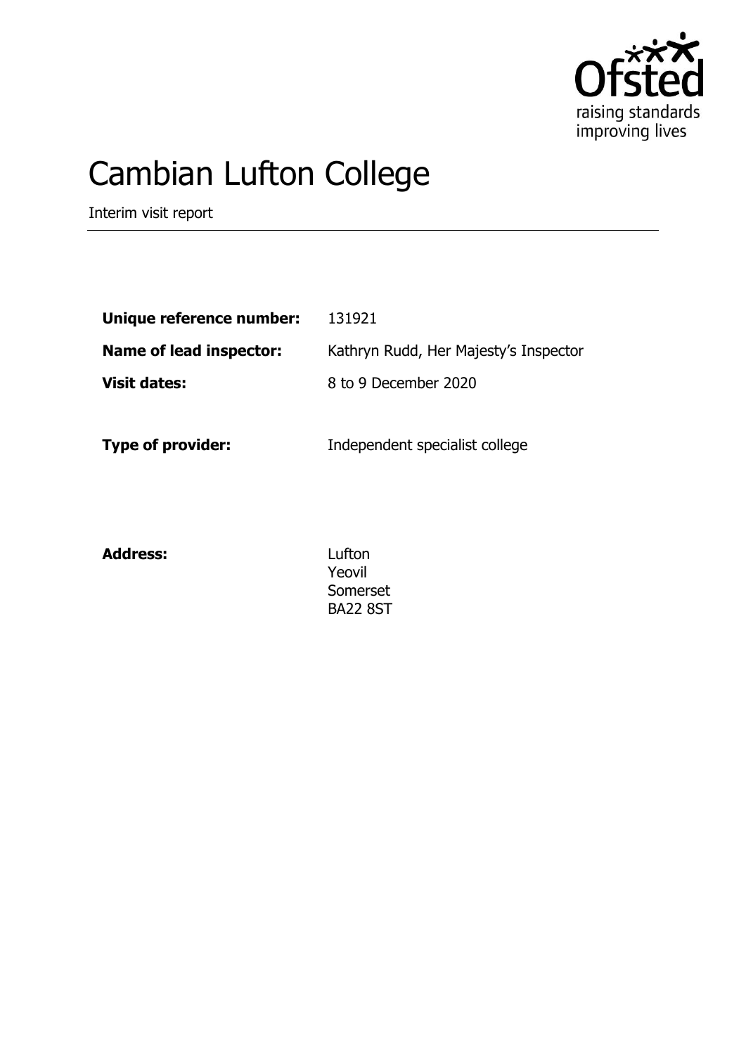# Cambian Lufton College

Interim visit report

| | |
|---|---|
| **Unique reference number:** | 131921 |
| **Name of lead inspector:** | Kathryn Rudd, Her Majesty's Inspector |
| **Visit dates:** | 8 to 9 December 2020 |
| **Type of provider:** | Independent specialist college |
| **Address:** | Lufton<br>Yeovil<br>Somerset<br>BA22 8ST |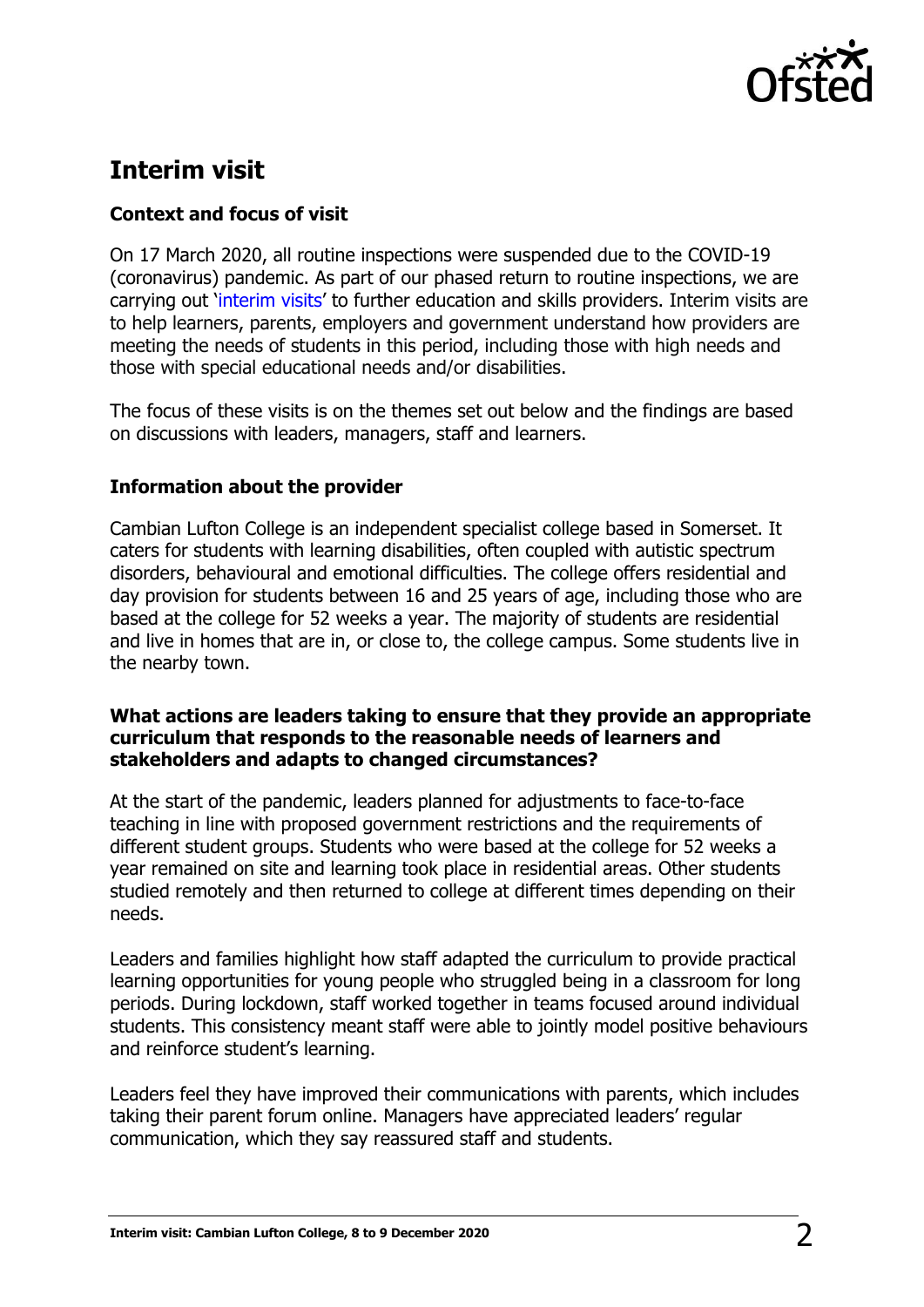## Interim visit

### Context and focus of visit

On 17 March 2020, all routine inspections were suspended due to the COVID-19 (coronavirus) pandemic. As part of our phased return to routine inspections, we are carrying out 'interim visits' to further education and skills providers. Interim visits are to help learners, parents, employers and government understand how providers are meeting the needs of students in this period, including those with high needs and those with special educational needs and/or disabilities.

The focus of these visits is on the themes set out below and the findings are based on discussions with leaders, managers, staff and learners.

### Information about the provider

Cambian Lufton College is an independent specialist college based in Somerset. It caters for students with learning disabilities, often coupled with autistic spectrum disorders, behavioural and emotional difficulties. The college offers residential and day provision for students between 16 and 25 years of age, including those who are based at the college for 52 weeks a year. The majority of students are residential and live in homes that are in, or close to, the college campus. Some students live in the nearby town.

### What actions are leaders taking to ensure that they provide an appropriate curriculum that responds to the reasonable needs of learners and stakeholders and adapts to changed circumstances?

At the start of the pandemic, leaders planned for adjustments to face-to-face teaching in line with proposed government restrictions and the requirements of different student groups. Students who were based at the college for 52 weeks a year remained on site and learning took place in residential areas. Other students studied remotely and then returned to college at different times depending on their needs.

Leaders and families highlight how staff adapted the curriculum to provide practical learning opportunities for young people who struggled being in a classroom for long periods. During lockdown, staff worked together in teams focused around individual students. This consistency meant staff were able to jointly model positive behaviours and reinforce student's learning.

Leaders feel they have improved their communications with parents, which includes taking their parent forum online. Managers have appreciated leaders' regular communication, which they say reassured staff and students.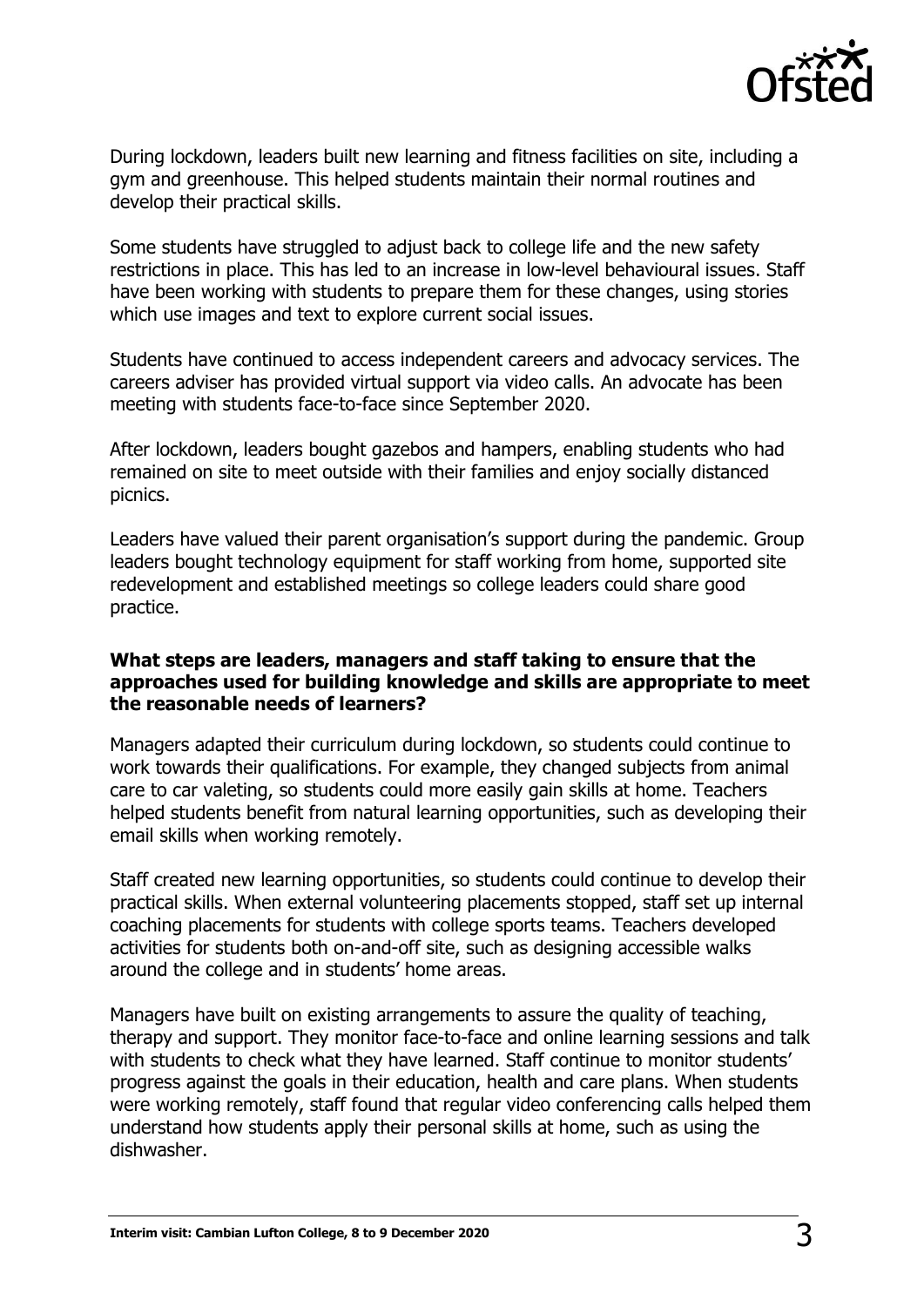During lockdown, leaders built new learning and fitness facilities on site, including a gym and greenhouse. This helped students maintain their normal routines and develop their practical skills.

Some students have struggled to adjust back to college life and the new safety restrictions in place. This has led to an increase in low-level behavioural issues. Staff have been working with students to prepare them for these changes, using stories which use images and text to explore current social issues.

Students have continued to access independent careers and advocacy services. The careers adviser has provided virtual support via video calls. An advocate has been meeting with students face-to-face since September 2020.

After lockdown, leaders bought gazebos and hampers, enabling students who had remained on site to meet outside with their families and enjoy socially distanced picnics.

Leaders have valued their parent organisation's support during the pandemic. Group leaders bought technology equipment for staff working from home, supported site redevelopment and established meetings so college leaders could share good practice.

**What steps are leaders, managers and staff taking to ensure that the approaches used for building knowledge and skills are appropriate to meet the reasonable needs of learners?**

Managers adapted their curriculum during lockdown, so students could continue to work towards their qualifications. For example, they changed subjects from animal care to car valeting, so students could more easily gain skills at home. Teachers helped students benefit from natural learning opportunities, such as developing their email skills when working remotely.

Staff created new learning opportunities, so students could continue to develop their practical skills. When external volunteering placements stopped, staff set up internal coaching placements for students with college sports teams. Teachers developed activities for students both on-and-off site, such as designing accessible walks around the college and in students' home areas.

Managers have built on existing arrangements to assure the quality of teaching, therapy and support. They monitor face-to-face and online learning sessions and talk with students to check what they have learned. Staff continue to monitor students' progress against the goals in their education, health and care plans. When students were working remotely, staff found that regular video conferencing calls helped them understand how students apply their personal skills at home, such as using the dishwasher.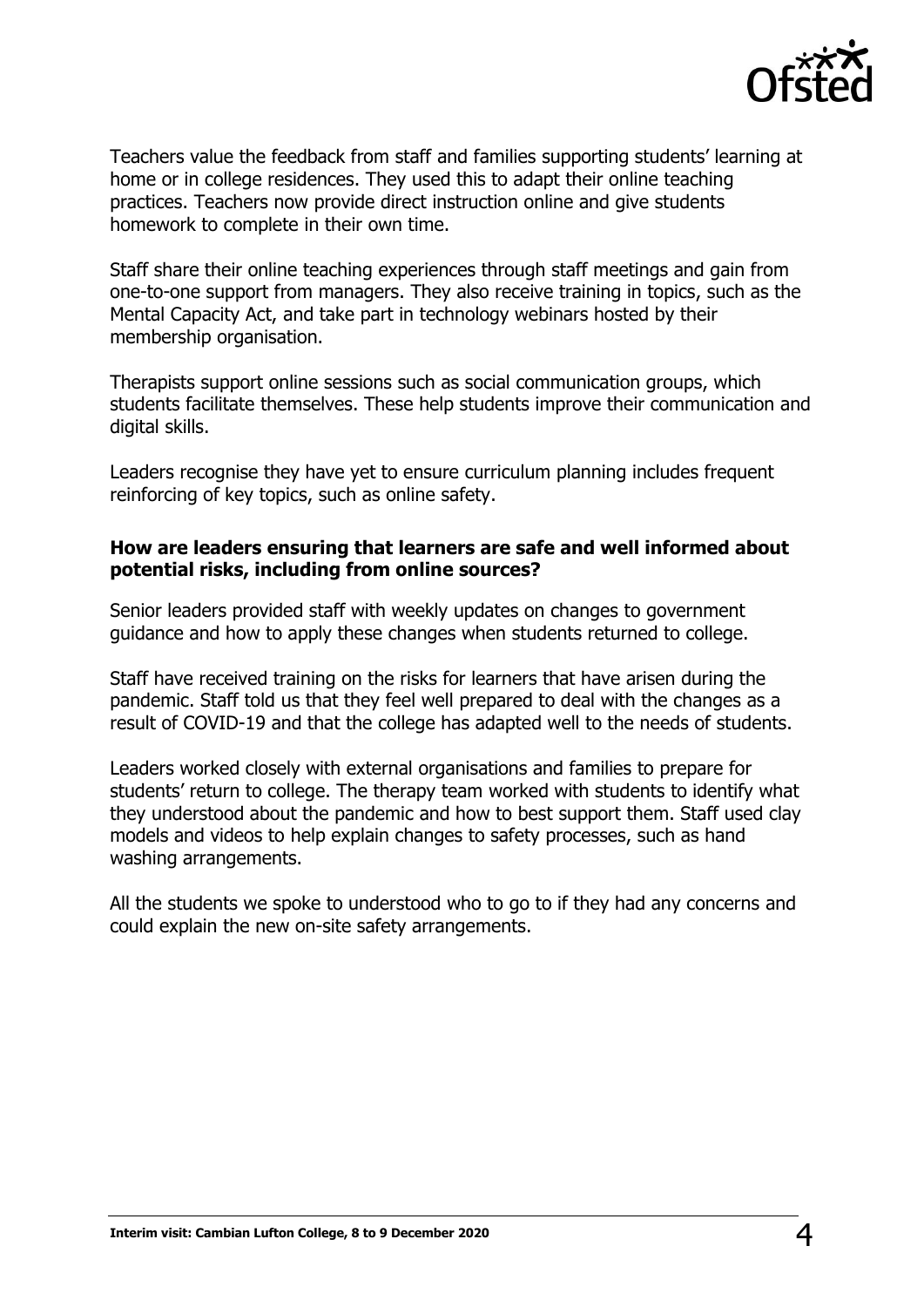Teachers value the feedback from staff and families supporting students' learning at home or in college residences. They used this to adapt their online teaching practices. Teachers now provide direct instruction online and give students homework to complete in their own time.

Staff share their online teaching experiences through staff meetings and gain from one-to-one support from managers. They also receive training in topics, such as the Mental Capacity Act, and take part in technology webinars hosted by their membership organisation.

Therapists support online sessions such as social communication groups, which students facilitate themselves. These help students improve their communication and digital skills.

Leaders recognise they have yet to ensure curriculum planning includes frequent reinforcing of key topics, such as online safety.

### How are leaders ensuring that learners are safe and well informed about potential risks, including from online sources?

Senior leaders provided staff with weekly updates on changes to government guidance and how to apply these changes when students returned to college.

Staff have received training on the risks for learners that have arisen during the pandemic. Staff told us that they feel well prepared to deal with the changes as a result of COVID-19 and that the college has adapted well to the needs of students.

Leaders worked closely with external organisations and families to prepare for students' return to college. The therapy team worked with students to identify what they understood about the pandemic and how to best support them. Staff used clay models and videos to help explain changes to safety processes, such as hand washing arrangements.

All the students we spoke to understood who to go to if they had any concerns and could explain the new on-site safety arrangements.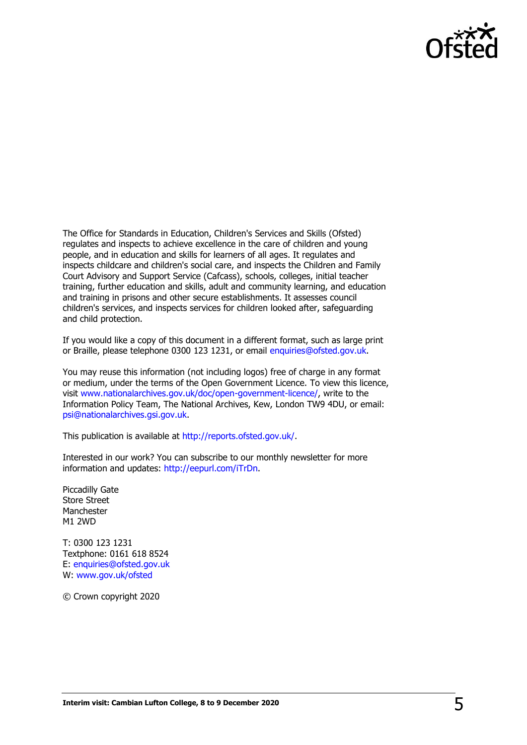The Office for Standards in Education, Children's Services and Skills (Ofsted) regulates and inspects to achieve excellence in the care of children and young people, and in education and skills for learners of all ages. It regulates and inspects childcare and children's social care, and inspects the Children and Family Court Advisory and Support Service (Cafcass), schools, colleges, initial teacher training, further education and skills, adult and community learning, and education and training in prisons and other secure establishments. It assesses council children's services, and inspects services for children looked after, safeguarding and child protection.

If you would like a copy of this document in a different format, such as large print or Braille, please telephone 0300 123 1231, or email enquiries@ofsted.gov.uk.

You may reuse this information (not including logos) free of charge in any format or medium, under the terms of the Open Government Licence. To view this licence, visit www.nationalarchives.gov.uk/doc/open-government-licence/, write to the Information Policy Team, The National Archives, Kew, London TW9 4DU, or email: psi@nationalarchives.gsi.gov.uk.

This publication is available at http://reports.ofsted.gov.uk/.

Interested in our work? You can subscribe to our monthly newsletter for more information and updates: http://eepurl.com/iTrDn.

Piccadilly Gate
Store Street
Manchester
M1 2WD

T: 0300 123 1231
Textphone: 0161 618 8524
E: enquiries@ofsted.gov.uk
W: www.gov.uk/ofsted

© Crown copyright 2020